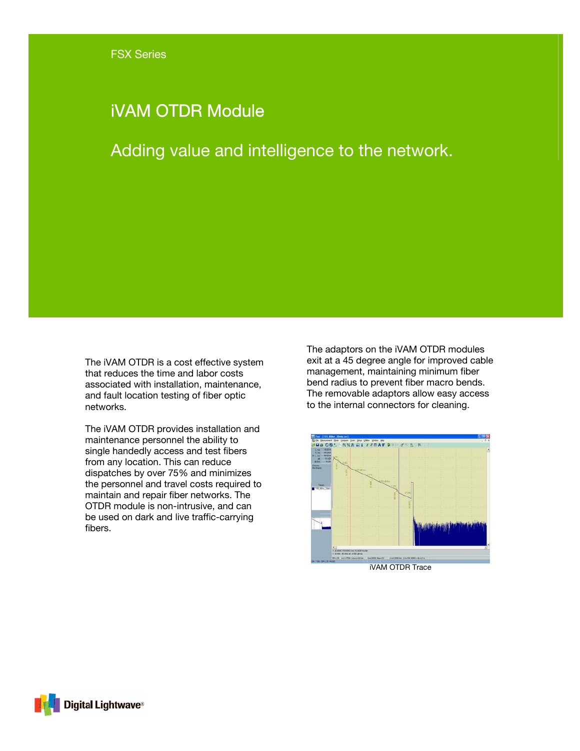FSX Series

# iVAM OTDR Module

## Adding value and intelligence to the network.

The iVAM OTDR is a cost effective system that reduces the time and labor costs associated with installation, maintenance, and fault location testing of fiber optic networks.

The iVAM OTDR provides installation and maintenance personnel the ability to single handedly access and test fibers from any location. This can reduce dispatches by over 75% and minimizes the personnel and travel costs required to maintain and repair fiber networks. The OTDR module is non-intrusive, and can be used on dark and live traffic-carrying fibers.

The adaptors on the iVAM OTDR modules exit at a 45 degree angle for improved cable management, maintaining minimum fiber bend radius to prevent fiber macro bends. The removable adaptors allow easy access to the internal connectors for cleaning.

iVAM OTDR Trace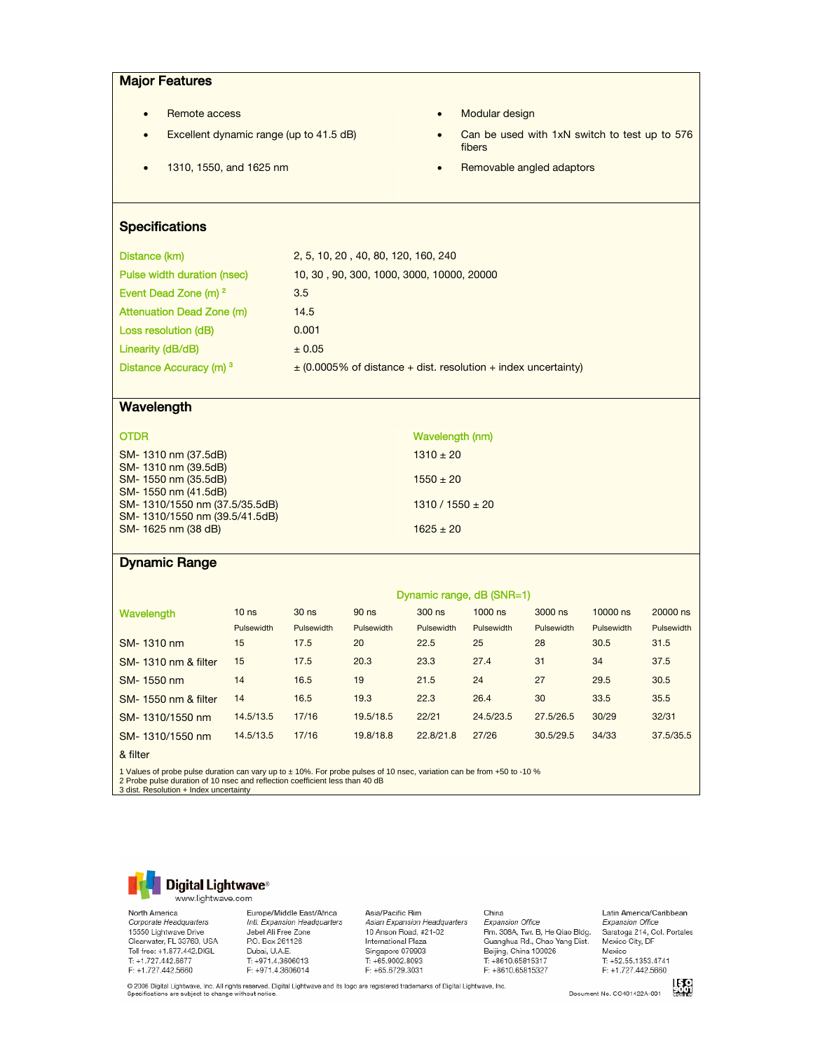## Major Features

- Remote access
- Excellent dynamic range (up to 41.5 dB)
- 1310, 1550, and 1625 nm
- Modular design
- Can be used with 1xN switch to test up to 576 fibers
- Removable angled adaptors

## Specifications

| | |
|---|---|
| Distance (km) | 2, 5, 10, 20 , 40, 80, 120, 160, 240 |
| Pulse width duration (nsec) | 10, 30 , 90, 300, 1000, 3000, 10000, 20000 |
| Event Dead Zone (m) [2] | 3.5 |
| Attenuation Dead Zone (m) | 14.5 |
| Loss resolution (dB) | 0.001 |
| Linearity (dB/dB) | ± 0.05 |
| Distance Accuracy (m) [3] | ± (0.0005% of distance + dist. resolution + index uncertainty) |

## Wavelength

| OTDR | Wavelength (nm) |
|---|---|
| SM- 1310 nm (37.5dB)<br>SM- 1310 nm (39.5dB) | 1310 ± 20 |
| SM- 1550 nm (35.5dB)<br>SM- 1550 nm (41.5dB) | 1550 ± 20 |
| SM- 1310/1550 nm (37.5/35.5dB)<br>SM- 1310/1550 nm (39.5/41.5dB) | 1310 / 1550 ± 20 |
| SM- 1625 nm (38 dB) | 1625 ± 20 |

## Dynamic Range

| | Dynamic range, dB (SNR=1) | | | | | | | |
|---|---|---|---|---|---|---|---|---|
| Wavelength | 10 ns Pulsewidth | 30 ns Pulsewidth | 90 ns Pulsewidth | 300 ns Pulsewidth | 1000 ns Pulsewidth | 3000 ns Pulsewidth | 10000 ns Pulsewidth | 20000 ns Pulsewidth |
| SM- 1310 nm | 15 | 17.5 | 20 | 22.5 | 25 | 28 | 30.5 | 31.5 |
| SM- 1310 nm & filter | 15 | 17.5 | 20.3 | 23.3 | 27.4 | 31 | 34 | 37.5 |
| SM- 1550 nm | 14 | 16.5 | 19 | 21.5 | 24 | 27 | 29.5 | 30.5 |
| SM- 1550 nm & filter | 14 | 16.5 | 19.3 | 22.3 | 26.4 | 30 | 33.5 | 35.5 |
| SM- 1310/1550 nm | 14.5/13.5 | 17/16 | 19.5/18.5 | 22/21 | 24.5/23.5 | 27.5/26.5 | 30/29 | 32/31 |
| SM- 1310/1550 nm & filter | 14.5/13.5 | 17/16 | 19.8/18.8 | 22.8/21.8 | 27/26 | 30.5/29.5 | 34/33 | 37.5/35.5 |

1 Values of probe pulse duration can vary up to ± 10%. For probe pulses of 10 nsec, variation can be from +50 to -10 %
2 Probe pulse duration of 10 nsec and reflection coefficient less than 40 dB
3 dist. Resolution + Index uncertainty

**Digital Lightwave®**
www.lightwave.com

North America
*Corporate Headquarters*
15550 Lightwave Drive
Clearwater, FL 33760, USA
Toll free: +1.877.442.DIGL
T: +1.727.442.6677
F: +1.727.442.5660

Europe/Middle East/Africa
*Intl. Expansion Headquarters*
Jebel Ali Free Zone
P.O. Box 261128
Dubai, U.A.E.
T: +971.4.3606013
F: +971.4.3606014

Asia/Pacific Rim
*Asian Expansion Headquarters*
10 Anson Road, #21-02
International Plaza
Singapore 079903
T: +65.9002.8093
F: +65.6729.3031

China
*Expansion Office*
Rm. 308A, Twr. B, He Qiao Bldg.
Guanghua Rd., Chao Yang Dist.
Beijing, China 100026
T: +8610.65815317
F: +8610.65815327

Latin America/Caribbean
*Expansion Office*
Saratoga 214, Col. Portales
Mexico City, DF
Mexico
T: +52.55.1353.4741
F: +1.727.442.5660

© 2006 Digital Lightwave, Inc. All rights reserved. Digital Lightwave and its logo are registered trademarks of Digital Lightwave, Inc.
Specifications are subject to change without notice.

Document No. CO401422A-001